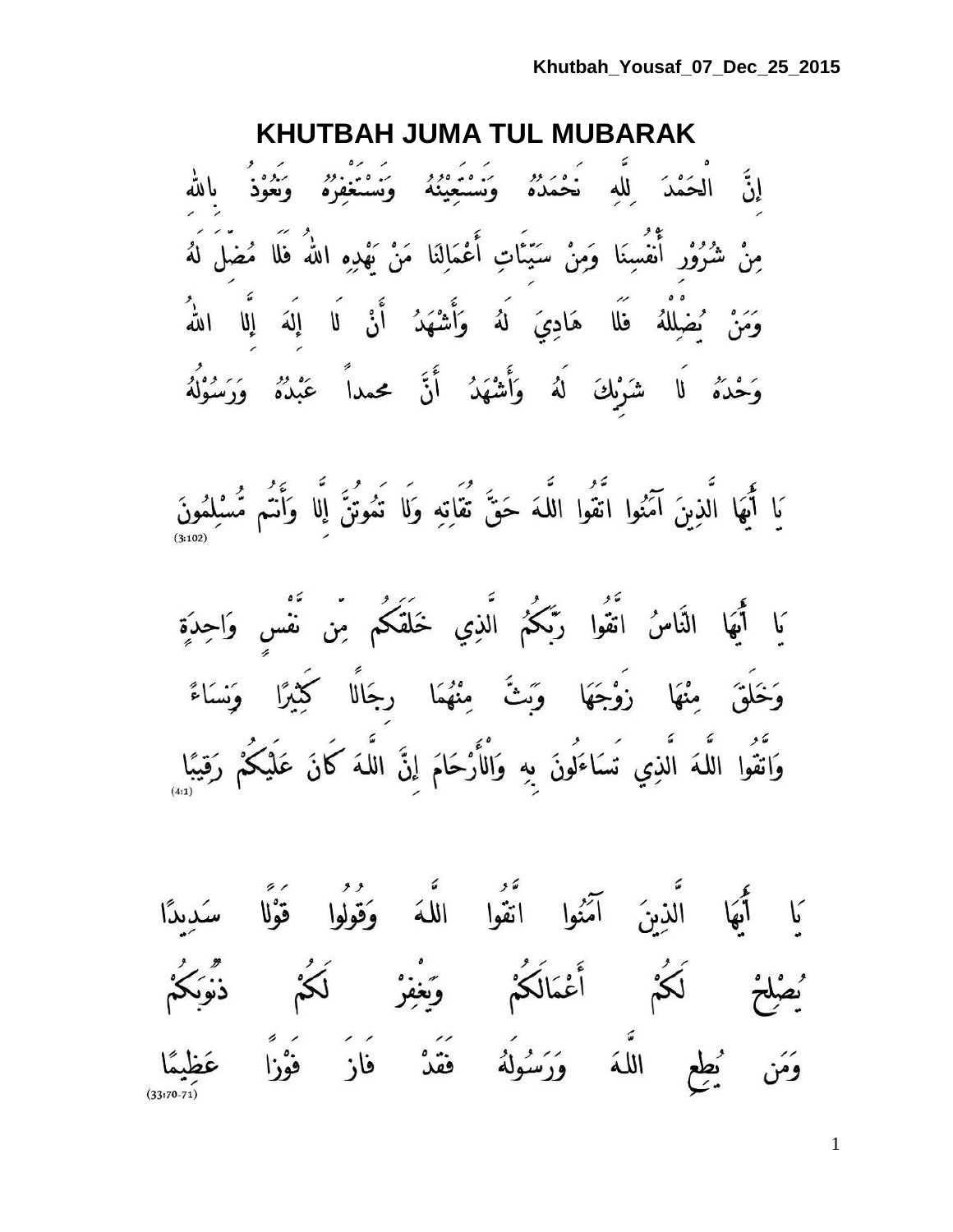# KHUTBAH JUMA TUL MUBARAK

إِنَّ الْحَمْدَ لِلّٰهِ نَحْمَدُهُ وَنَسْتَعِيْنُهُ وَنَسْتَغْفِرُهُ وَنَعُوْذُ بِاللهِ

مِنْ شُرُوْرِ أَنْفُسِنَا وَمِنْ سَيِّئَاتِ أَعْمَالِنَا مَنْ يَهْدِهِ اللهُ فَلَا مُضِلَّ لَهُ

وَمَنْ يُضْلِلْهُ فَلَا هَادِيَ لَهُ وَأَشْهَدُ أَنْ لَا إِلَهَ إِلَّا اللهُ

وَحْدَهُ لَا شَرِيْكَ لَهُ وَأَشْهَدُ أَنَّ محمداً عَبْدُهُ وَرَسُوْلُهُ

يَا أَيُّهَا الَّذِينَ آمَنُوا اتَّقُوا اللَّهَ حَقَّ تُقَاتِهِ وَلَا تَمُوتُنَّ إِلَّا وَأَنتُم مُّسْلِمُونَ
(3:102)

يَا أَيُّهَا النَّاسُ اتَّقُوا رَبَّكُمُ الَّذِي خَلَقَكُم مِّن نَّفْسٍ وَاحِدَةٍ

وَخَلَقَ مِنْهَا زَوْجَهَا وَبَثَّ مِنْهُمَا رِجَالًا كَثِيرًا وَنِسَاءً

وَاتَّقُوا اللَّهَ الَّذِي تَسَاءَلُونَ بِهِ وَالْأَرْحَامَ إِنَّ اللَّهَ كَانَ عَلَيْكُمْ رَقِيبًا
(4:1)

يَا أَيُّهَا الَّذِينَ آمَنُوا اتَّقُوا اللَّهَ وَقُولُوا قَوْلًا سَدِيدًا

يُصْلِحْ لَكُمْ أَعْمَالَكُمْ وَيَغْفِرْ لَكُمْ ذُنُوبَكُمْ

وَمَن يُطِعِ اللَّهَ وَرَسُولَهُ فَقَدْ فَازَ فَوْزًا عَظِيمًا
(33:70-71)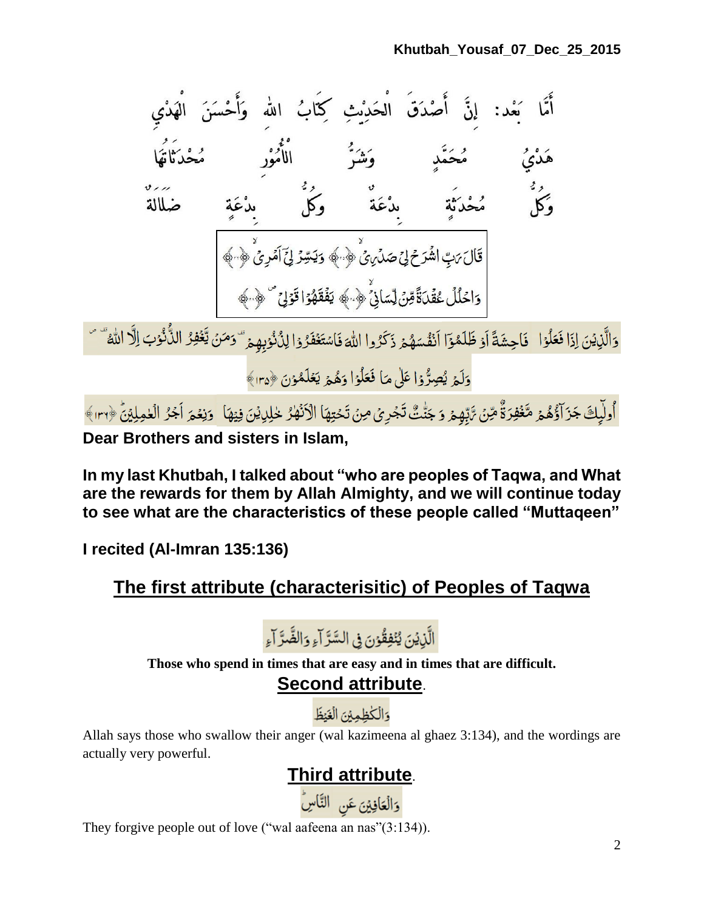أَمَّا بَعْد: إِنَّ أَصْدَقَ الْحَدِيْثِ كِتَابُ اللهِ وَأَحْسَنَ الْهَدْيِ هَدْيُ مُحَمَّدٍ وَشَرُّ الأُمُوْر مُحْدَثَاتُهَا وَكُلُّ مُحْدَثَةٍ بِدْعَةٌ وَكُلُّ بِدْعَةٍ ضَلالَةٌ

قَالَ رَبِّ اشْرَحْ لِي صَدْرِي ۞ وَيَسِّرْ لِي أَمْرِي ۞ وَاحْلُلْ عُقْدَةً مِّن لِّسَانِي ۞ يَفْقَهُوا قَوْلِي ۞

وَالَّذِيْنَ اِذَا فَعَلُوْا فَاحِشَةً اَوْ ظَلَمُوْٓا اَنْفُسَهُمْ ذَكَرُوا اللّٰهَ فَاسْتَغْفَرُوْا لِذُنُوْبِهِمْ ۠ وَمَنْ يَّغْفِرُ الذُّنُوْبَ اِلَّا اللّٰهُ ۠ وَلَمْ يُصِرُّوْا عَلٰي مَا فَعَلُوْا وَھُمْ يَعْلَمُوْنَ ﴿١٣٥﴾

اُولٰۗىِٕكَ جَزَاۗؤُھُمْ مَّغْفِرَةٌ مِّنْ رَّبِّھِمْ وَ جَنّٰتٌ تَجْرِيْ مِنْ تَحْتِهَا الْاَنْهٰرُ خٰلِدِيْنَ فِيْھَا ۭ وَنِعْمَ اَجْرُ الْعٰمِلِيْنَ ﴿١٣٦﴾

**Dear Brothers and sisters in Islam,**

**In my last Khutbah, I talked about "who are peoples of Taqwa, and What are the rewards for them by Allah Almighty, and we will continue today to see what are the characteristics of these people called "Muttaqeen"**

**I recited (Al-Imran 135:136)**

## The first attribute (characterisitic) of Peoples of Taqwa

الَّذِيْنَ يُنْفِقُوْنَ فِي السَّرَّاۗءِ وَالضَّرَّاۗءِ

**Those who spend in times that are easy and in times that are difficult.**

## Second attribute.

وَالْكٰظِمِيْنَ الْغَيْظَ

Allah says those who swallow their anger (wal kazimeena al ghaez 3:134), and the wordings are actually very powerful.

## Third attribute.

وَالْعَافِيْنَ عَنِ النَّاسِ

They forgive people out of love ("wal aafeena an nas"(3:134)).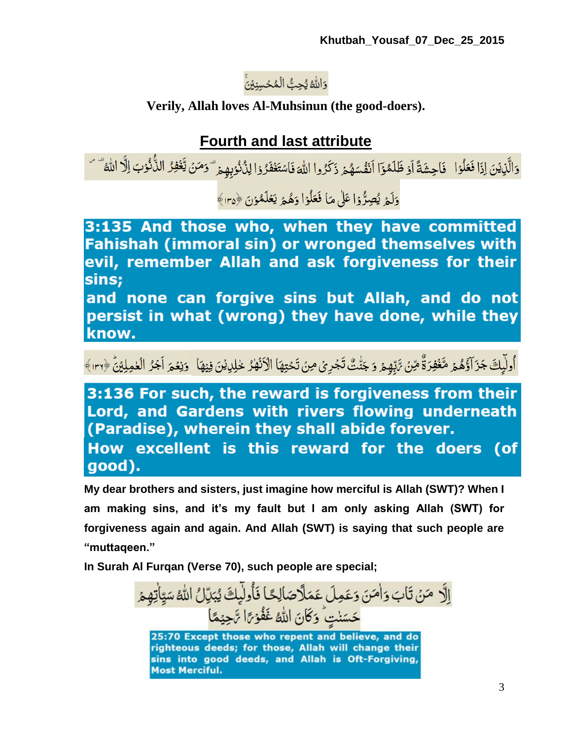وَاللّٰهُ يُحِبُّ الْمُحْسِنِيْنَ

**Verily, Allah loves Al-Muhsinun (the good-doers).**

## Fourth and last attribute

وَالَّذِيْنَ اِذَا فَعَلُوْا فَاحِشَةً اَوْ ظَلَمُوْٓا اَنْفُسَهُمْ ذَكَرُوا اللّٰهَ فَاسْتَغْفَرُوْا لِذُنُوْبِهِمْ ۖ وَمَنْ يَّغْفِرُ الذُّنُوْبَ اِلَّا اللّٰهُ ۖ وَلَمْ يُصِرُّوْا عَلٰى مَا فَعَلُوْا وَهُمْ يَعْلَمُوْنَ ﴿١٣٥﴾

**3:135 And those who, when they have committed Fahishah (immoral sin) or wronged themselves with evil, remember Allah and ask forgiveness for their sins;**
**and none can forgive sins but Allah, and do not persist in what (wrong) they have done, while they know.**

اُولٰٓئِكَ جَزَآؤُهُمْ مَّغْفِرَةٌ مِّنْ رَّبِّهِمْ وَ جَنّٰتٌ تَجْرِيْ مِنْ تَحْتِهَا الْاَنْهٰرُ خٰلِدِيْنَ فِيْهَا ۗ وَنِعْمَ اَجْرُ الْعٰمِلِيْنَ ﴿١٣٦﴾

**3:136 For such, the reward is forgiveness from their Lord, and Gardens with rivers flowing underneath (Paradise), wherein they shall abide forever.**
**How excellent is this reward for the doers (of good).**

**My dear brothers and sisters, just imagine how merciful is Allah (SWT)? When I am making sins, and it's my fault but I am only asking Allah (SWT) for forgiveness again and again. And Allah (SWT) is saying that such people are "muttaqeen."**

**In Surah Al Furqan (Verse 70), such people are special;**

اِلَّا مَنْ تَابَ وَاٰمَنَ وَعَمِلَ عَمَلًا صَالِحًا فَاُولٰٓئِكَ يُبَدِّلُ اللّٰهُ سَيِّاٰتِهِمْ حَسَنٰتٍ ۗ وَكَانَ اللّٰهُ غَفُوْرًا رَّحِيْمًا

**25:70 Except those who repent and believe, and do righteous deeds; for those, Allah will change their sins into good deeds, and Allah is Oft-Forgiving, Most Merciful.**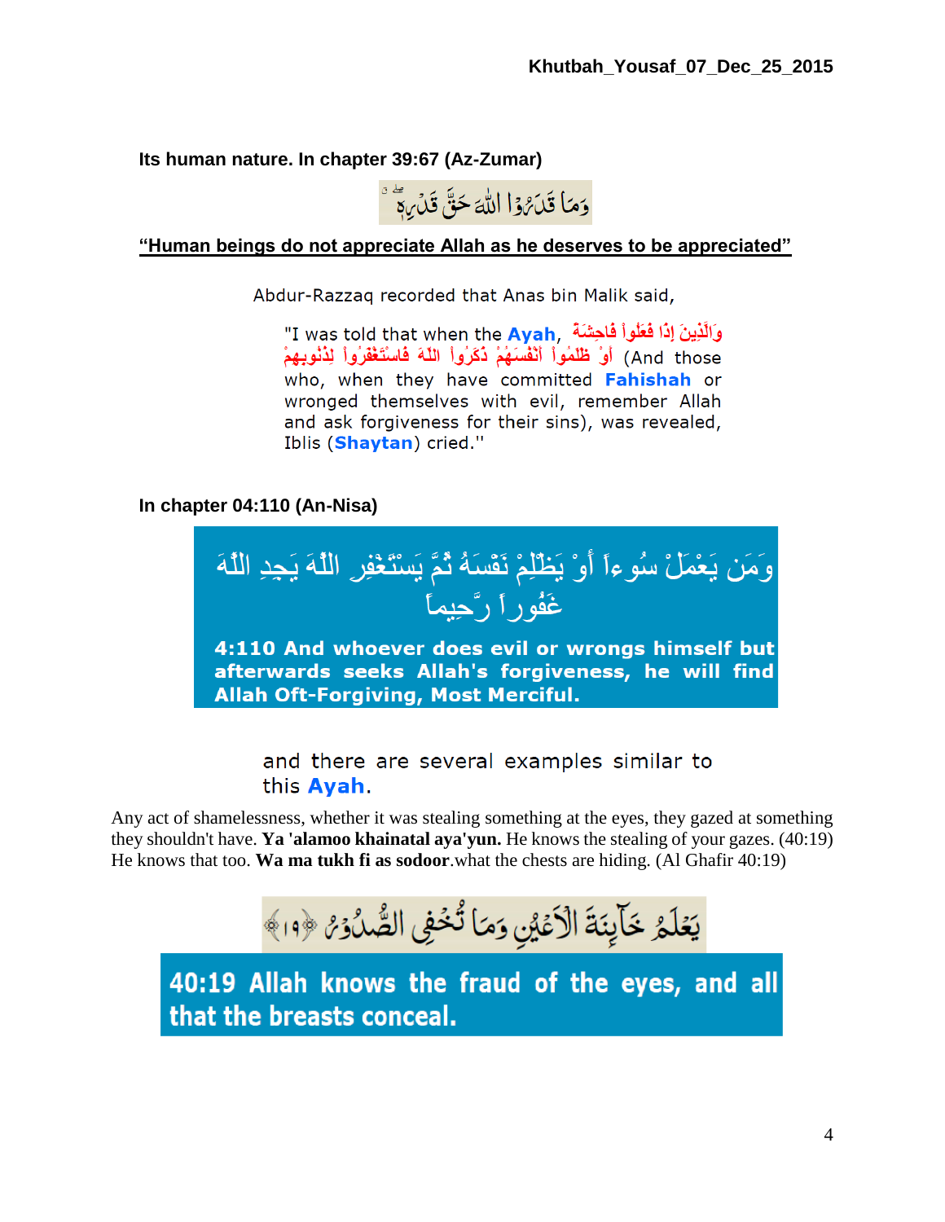**Its human nature. In chapter 39:67 (Az-Zumar)**

وَمَا قَدَرُوا۟ ٱللَّهَ حَقَّ قَدْرِهِۦ

**"Human beings do not appreciate Allah as he deserves to be appreciated"**

Abdur-Razzaq recorded that Anas bin Malik said,

"I was told that when the **Ayah**, وَالَّذِينَ إِذَا فَعَلُواْ فَاحِشَةً أَوْ ظَلَمُواْ أَنْفُسَهُمْ ذَكَرُواْ اللَّهَ فَاسْتَغْفَرُواْ لِذُنُوبِهِمْ (And those who, when they have committed **Fahishah** or wronged themselves with evil, remember Allah and ask forgiveness for their sins), was revealed, Iblis (**Shaytan**) cried."

**In chapter 04:110 (An-Nisa)**

وَمَن يَعْمَلْ سُوءاً أَوْ يَظْلِمْ نَفْسَهُ ثُمَّ يَسْتَغْفِرِ اللَّهَ يَجِدِ اللَّهَ غَفُوراً رَّحِيماً

**4:110 And whoever does evil or wrongs himself but afterwards seeks Allah's forgiveness, he will find Allah Oft-Forgiving, Most Merciful.**

and there are several examples similar to this **Ayah**.

Any act of shamelessness, whether it was stealing something at the eyes, they gazed at something they shouldn't have. **Ya 'alamoo khainatal aya'yun.** He knows the stealing of your gazes. (40:19) He knows that too. **Wa ma tukh fi as sodoor**.what the chests are hiding. (Al Ghafir 40:19)

يَعْلَمُ خَآئِنَةَ ٱلْأَعْيُنِ وَمَا تُخْفِي ٱلصُّدُورُ ﴿١٩﴾

**40:19 Allah knows the fraud of the eyes, and all that the breasts conceal.**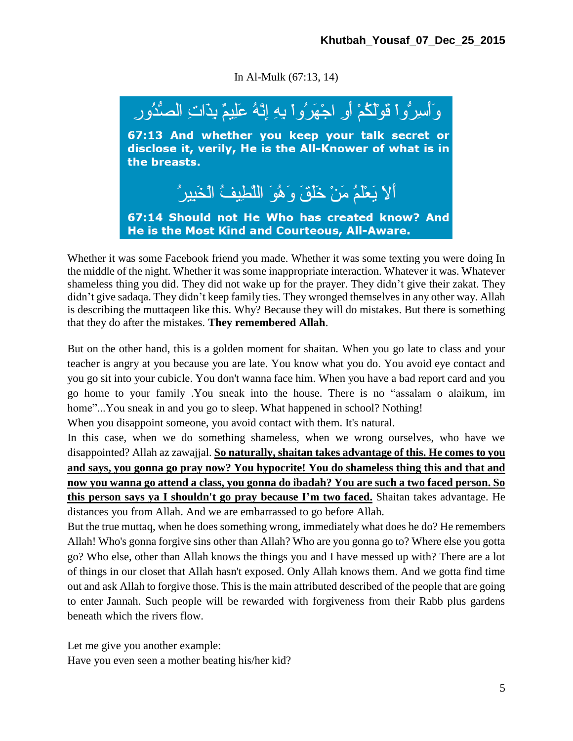In Al-Mulk (67:13, 14)

وَأَسِرُّوا قَوْلَكُمْ أَوِ اجْهَرُوا بِهِ إِنَّهُ عَلِيمٌ بِذَاتِ الصُّدُورِ

**67:13 And whether you keep your talk secret or disclose it, verily, He is the All-Knower of what is in the breasts.**

أَلَا يَعْلَمُ مَنْ خَلَقَ وَهُوَ اللَّطِيفُ الْخَبِيرُ

**67:14 Should not He Who has created know? And He is the Most Kind and Courteous, All-Aware.**

Whether it was some Facebook friend you made. Whether it was some texting you were doing In the middle of the night. Whether it was some inappropriate interaction. Whatever it was. Whatever shameless thing you did. They did not wake up for the prayer. They didn't give their zakat. They didn't give sadaqa. They didn't keep family ties. They wronged themselves in any other way. Allah is describing the muttaqeen like this. Why? Because they will do mistakes. But there is something that they do after the mistakes. **They remembered Allah**.

But on the other hand, this is a golden moment for shaitan. When you go late to class and your teacher is angry at you because you are late. You know what you do. You avoid eye contact and you go sit into your cubicle. You don't wanna face him. When you have a bad report card and you go home to your family .You sneak into the house. There is no "assalam o alaikum, im home"...You sneak in and you go to sleep. What happened in school? Nothing!
When you disappoint someone, you avoid contact with them. It's natural.
In this case, when we do something shameless, when we wrong ourselves, who have we disappointed? Allah az zawajjal. **So naturally, shaitan takes advantage of this. He comes to you and says, you gonna go pray now? You hypocrite! You do shameless thing this and that and now you wanna go attend a class, you gonna do ibadah? You are such a two faced person. So this person says ya I shouldn't go pray because I'm two faced.** Shaitan takes advantage. He distances you from Allah. And we are embarrassed to go before Allah.
But the true muttaq, when he does something wrong, immediately what does he do? He remembers Allah! Who's gonna forgive sins other than Allah? Who are you gonna go to? Where else you gotta go? Who else, other than Allah knows the things you and I have messed up with? There are a lot of things in our closet that Allah hasn't exposed. Only Allah knows them. And we gotta find time out and ask Allah to forgive those. This is the main attributed described of the people that are going to enter Jannah. Such people will be rewarded with forgiveness from their Rabb plus gardens beneath which the rivers flow.

Let me give you another example:
Have you even seen a mother beating his/her kid?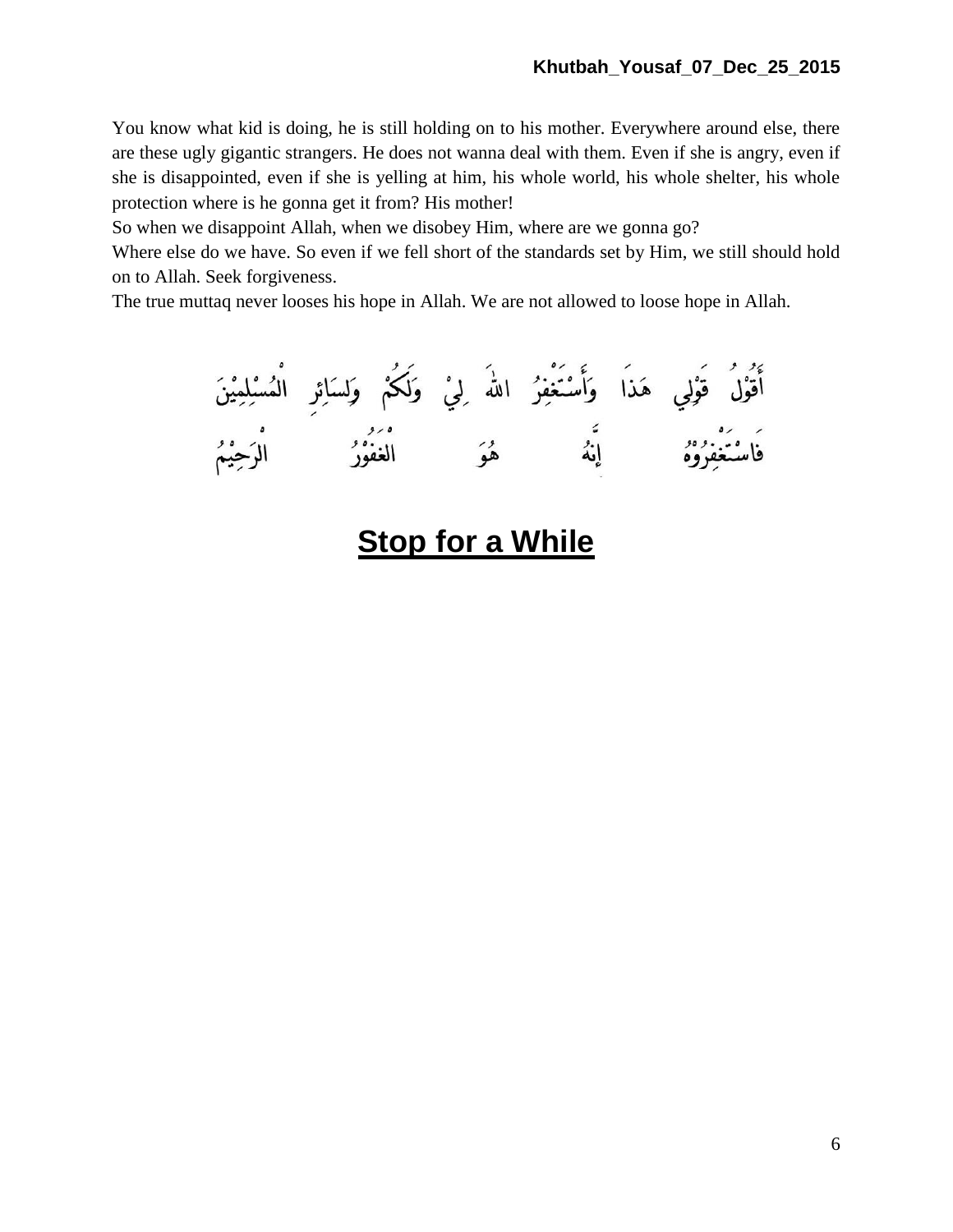You know what kid is doing, he is still holding on to his mother. Everywhere around else, there are these ugly gigantic strangers. He does not wanna deal with them. Even if she is angry, even if she is disappointed, even if she is yelling at him, his whole world, his whole shelter, his whole protection where is he gonna get it from? His mother!

So when we disappoint Allah, when we disobey Him, where are we gonna go?

Where else do we have. So even if we fell short of the standards set by Him, we still should hold on to Allah. Seek forgiveness.

The true muttaq never looses his hope in Allah. We are not allowed to loose hope in Allah.

أَقُوْلُ قَوْلِي هَذَا وَأَسْتَغْفِرُ اللهَ لِيْ وَلَكُمْ وَلِسَائِرِ الْمُسْلِمِيْنَ

فَاسْتَغْفِرُوْهُ إِنَّهُ هُوَ الْغَفُوْرُ الرَّحِيْمُ

# Stop for a While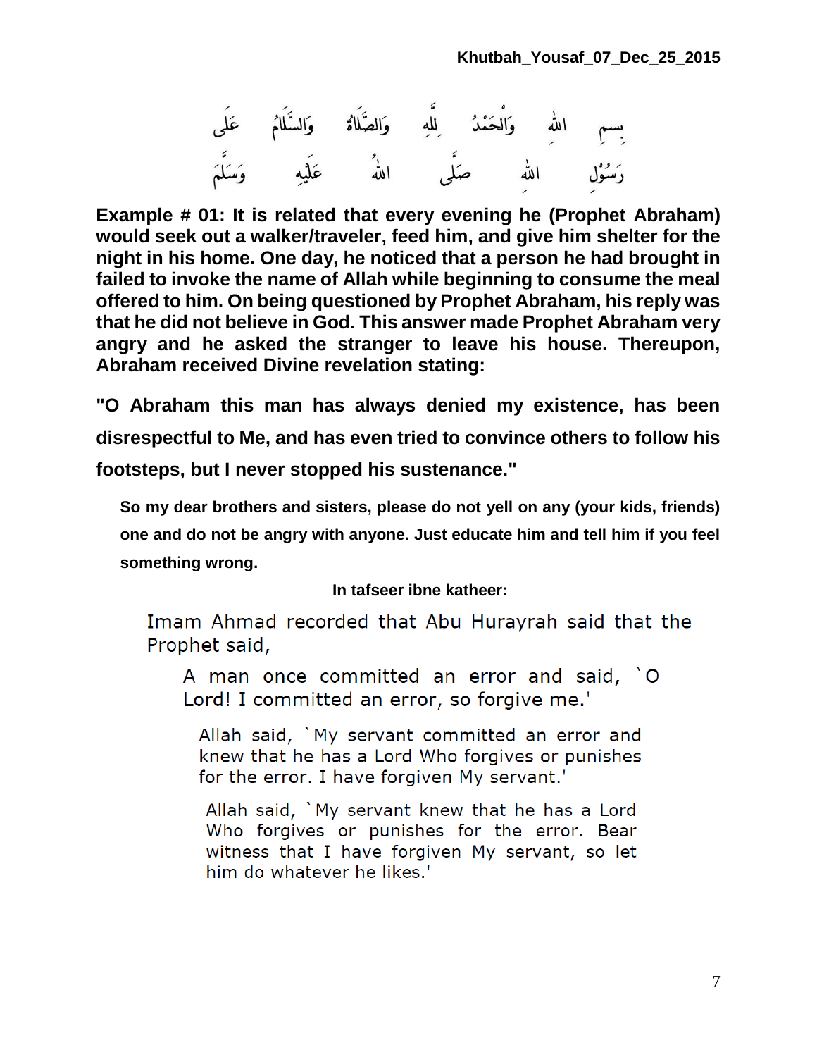بسمِ اللهِ وَالْحَمْدُ لِلّٰهِ وَالصَّلَاةُ وَالسَّلَامُ عَلَى
رَسُوْلِ اللهِ صَلَّى اللهُ عَلَيْهِ وَسَلَّمَ

**Example # 01: It is related that every evening he (Prophet Abraham) would seek out a walker/traveler, feed him, and give him shelter for the night in his home. One day, he noticed that a person he had brought in failed to invoke the name of Allah while beginning to consume the meal offered to him. On being questioned by Prophet Abraham, his reply was that he did not believe in God. This answer made Prophet Abraham very angry and he asked the stranger to leave his house. Thereupon, Abraham received Divine revelation stating:**

**"O Abraham this man has always denied my existence, has been disrespectful to Me, and has even tried to convince others to follow his footsteps, but I never stopped his sustenance."**

**So my dear brothers and sisters, please do not yell on any (your kids, friends) one and do not be angry with anyone. Just educate him and tell him if you feel something wrong.**

**In tafseer ibne katheer:**

Imam Ahmad recorded that Abu Hurayrah said that the Prophet said,

A man once committed an error and said, `O Lord! I committed an error, so forgive me.'

Allah said, `My servant committed an error and knew that he has a Lord Who forgives or punishes for the error. I have forgiven My servant.'

Allah said, `My servant knew that he has a Lord Who forgives or punishes for the error. Bear witness that I have forgiven My servant, so let him do whatever he likes.'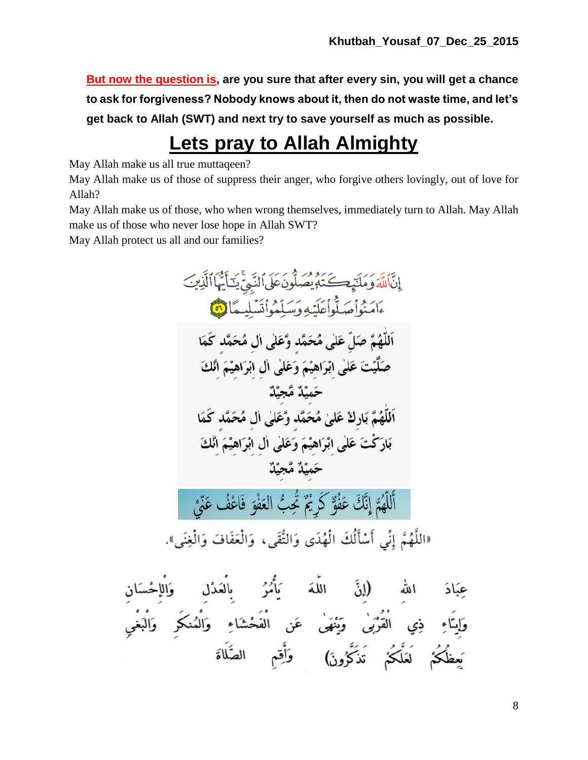**But now the question is, are you sure that after every sin, you will get a chance to ask for forgiveness? Nobody knows about it, then do not waste time, and let's get back to Allah (SWT) and next try to save yourself as much as possible.**

# Lets pray to Allah Almighty

May Allah make us all true muttaqeen?

May Allah make us of those of suppress their anger, who forgive others lovingly, out of love for Allah?

May Allah make us of those, who when wrong themselves, immediately turn to Allah. May Allah make us of those who never lose hope in Allah SWT?

May Allah protect us all and our families?

إِنَّ ٱللَّهَ وَمَلَٰٓئِكَتَهُۥ يُصَلُّونَ عَلَى ٱلنَّبِيِّ ۚ يَٰٓأَيُّهَا ٱلَّذِينَ ءَامَنُوا۟ صَلُّوا۟ عَلَيْهِ وَسَلِّمُوا۟ تَسْلِيمًا ﴿٥٦﴾

اَللّٰھُمَّ صَلِّ عَلٰی مُحَمَّدٍ وَّعَلٰی اٰلِ مُحَمَّدٍ کَمَا صَلَّیْتَ عَلٰی اِبْرَاھِیْمَ وَعَلٰی اٰلِ اِبْرَاھِیْمَ اِنَّکَ حَمِیْدٌ مَّجِیْدٌ

اَللّٰھُمَّ بَارِکْ عَلٰی مُحَمَّدٍ وَّعَلٰی اٰلِ مُحَمَّدٍ کَمَا بَارَکْتَ عَلٰی اِبْرَاھِیْمَ وَعَلٰی اٰلِ اِبْرَاھِیْمَ اِنَّکَ حَمِیْدٌ مَّجِیْدٌ

أَللَّهُمَّ إِنَّكَ عَفُوٌّ كَرِيمٌ تُحِبُّ العَفْوَ فَاعْفُ عَنِّي

«اللَّهُمَّ إِنِّي أَسْأَلُكَ الْهُدَى وَالتُّقَى، وَالْعَفَافَ وَالْغِنَى».

عِبَادَ اللهِ (إِنَّ اللَّهَ يَأْمُرُ بِالعَدْلِ وَالإِحْسَانِ وَإِيتَاءِ ذِي الْقُرْبَىٰ وَيَنْهَىٰ عَنِ الْفَحْشَاءِ وَالْمُنكَرِ وَالْبَغْيِ يَعِظُكُمْ لَعَلَّكُمْ تَذَكَّرُونَ) وَأَقِمِ الصَّلَاةَ